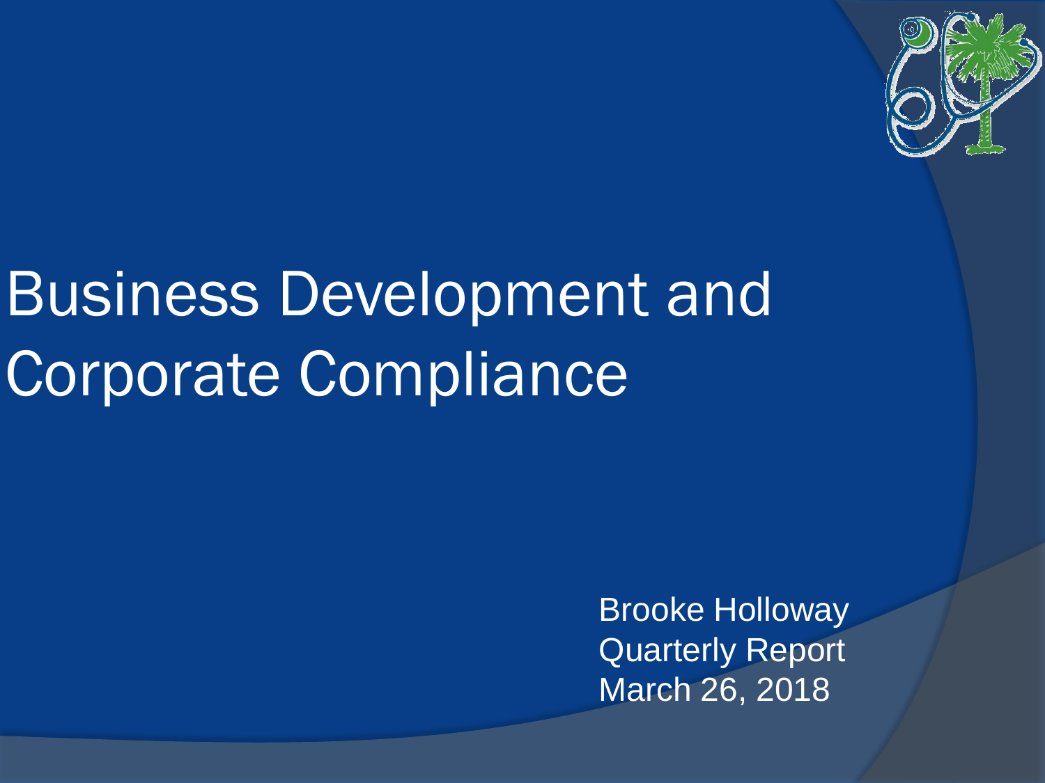# Business Development and Corporate Compliance

Brooke Holloway
Quarterly Report
March 26, 2018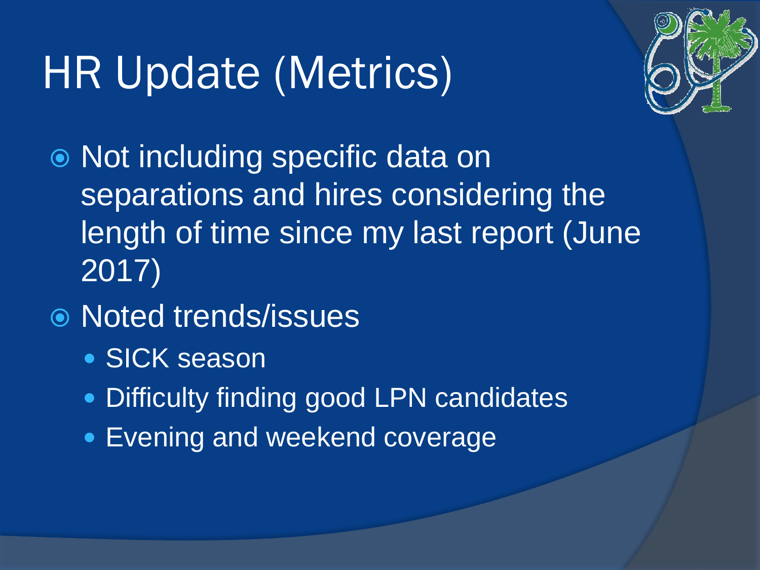# HR Update (Metrics)

- Not including specific data on separations and hires considering the length of time since my last report (June 2017)
- Noted trends/issues
  - SICK season
  - Difficulty finding good LPN candidates
  - Evening and weekend coverage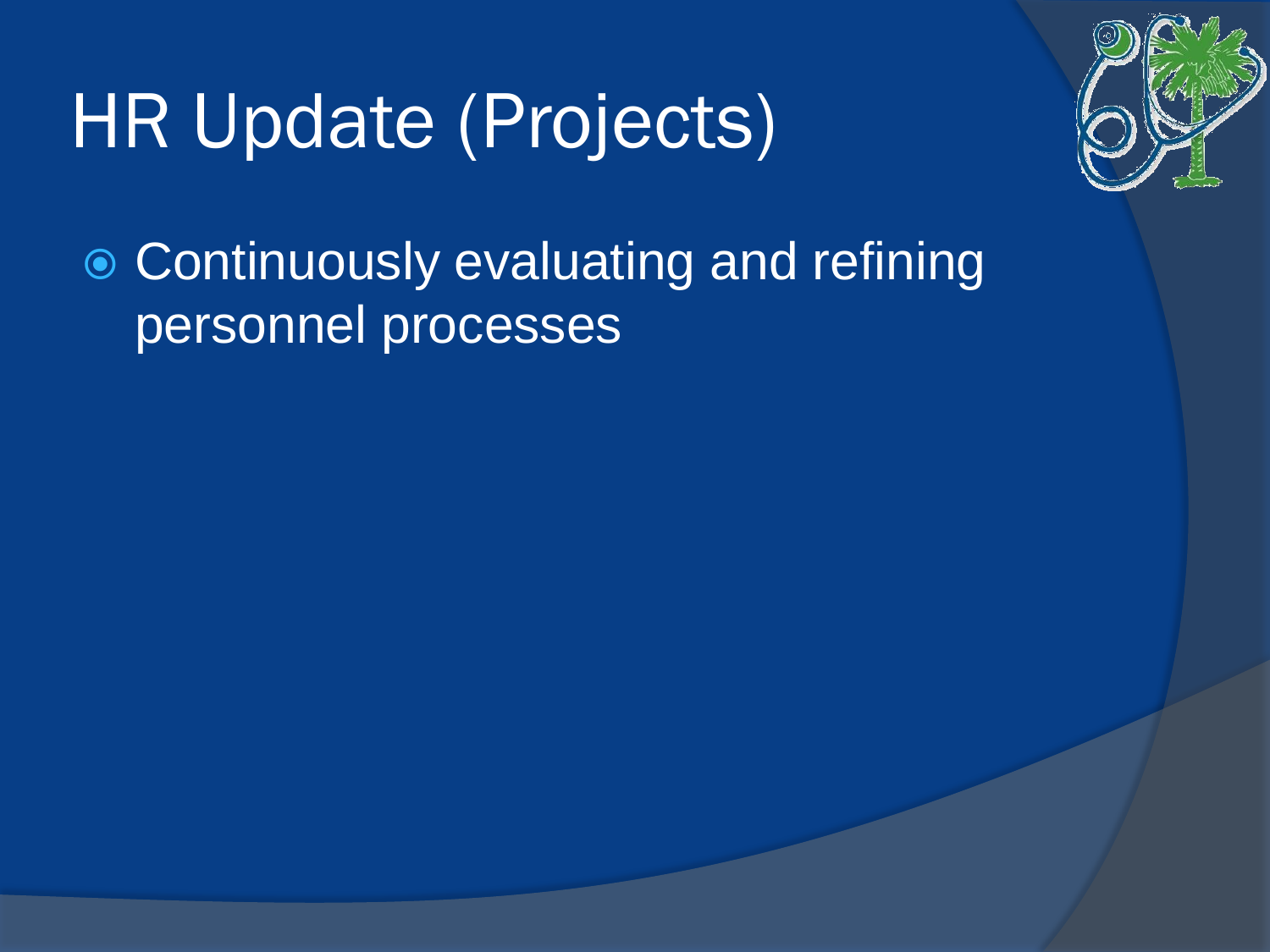# HR Update (Projects)

- Continuously evaluating and refining personnel processes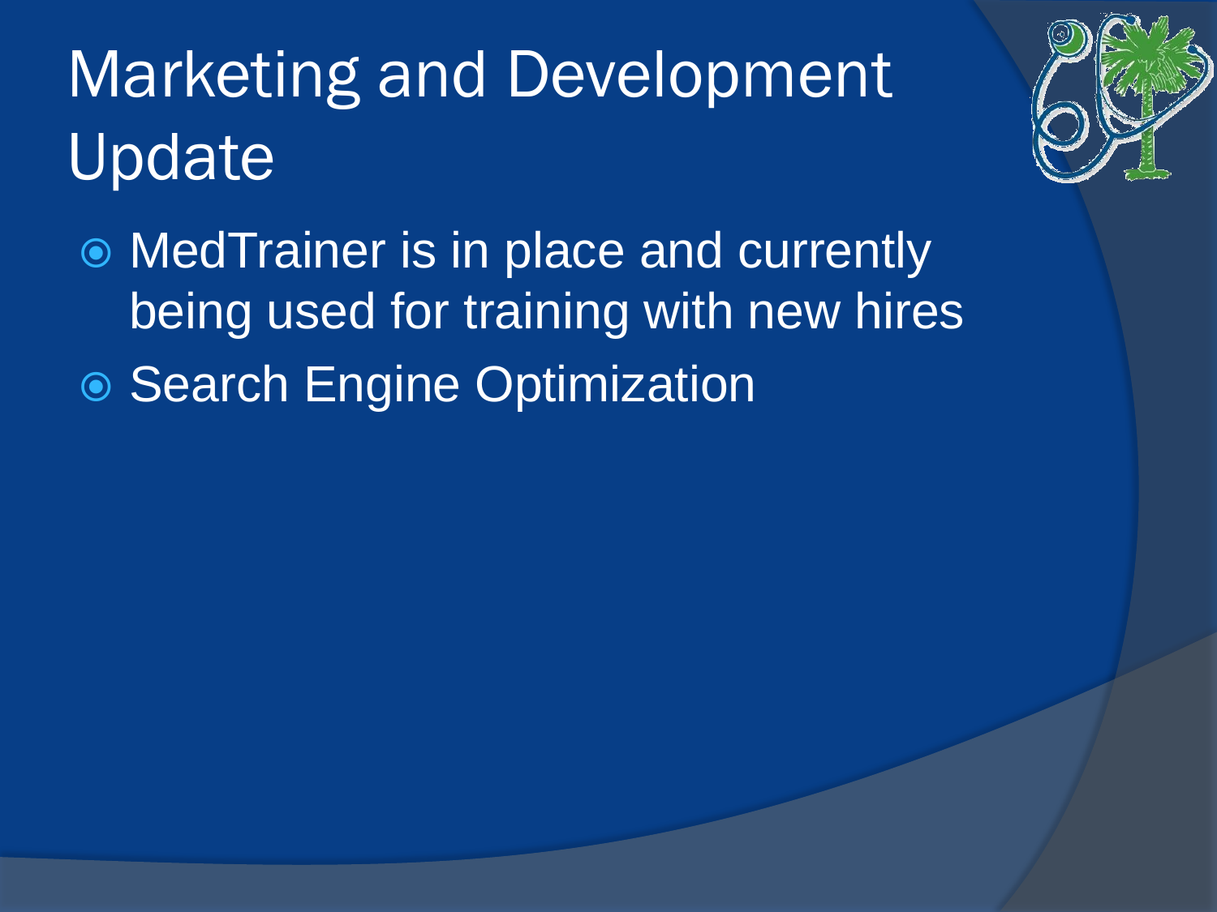# Marketing and Development Update

- MedTrainer is in place and currently being used for training with new hires
- Search Engine Optimization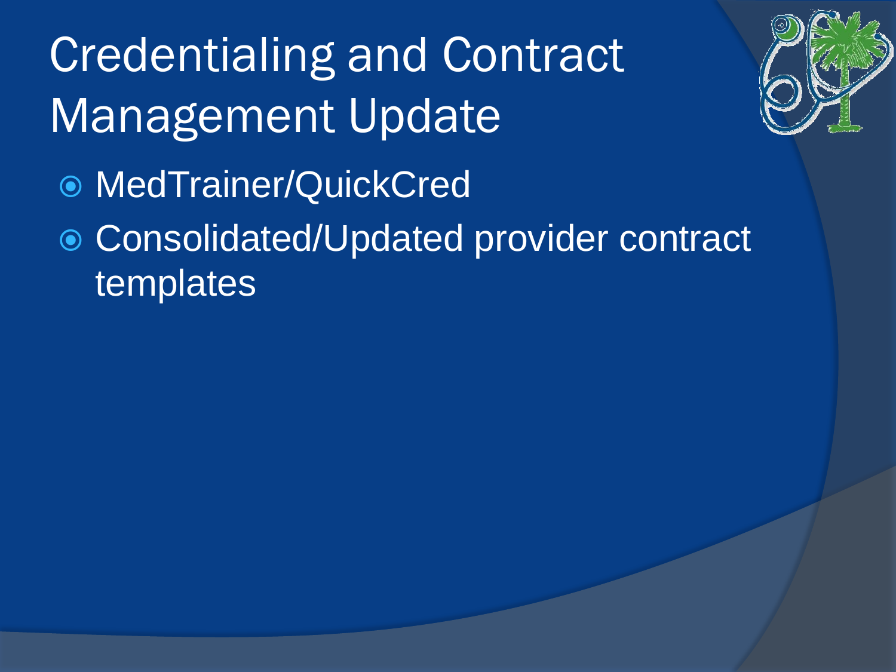# Credentialing and Contract Management Update

- MedTrainer/QuickCred
- Consolidated/Updated provider contract templates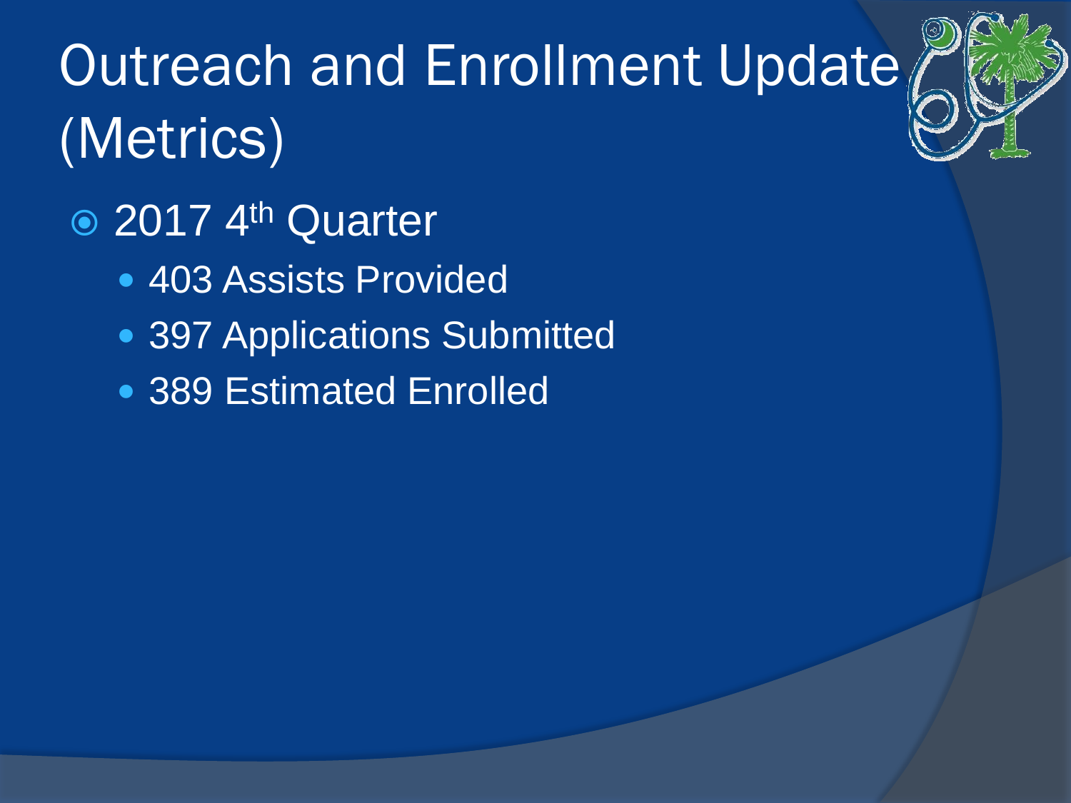# Outreach and Enrollment Update (Metrics)

- 2017 4th Quarter
  - 403 Assists Provided
  - 397 Applications Submitted
  - 389 Estimated Enrolled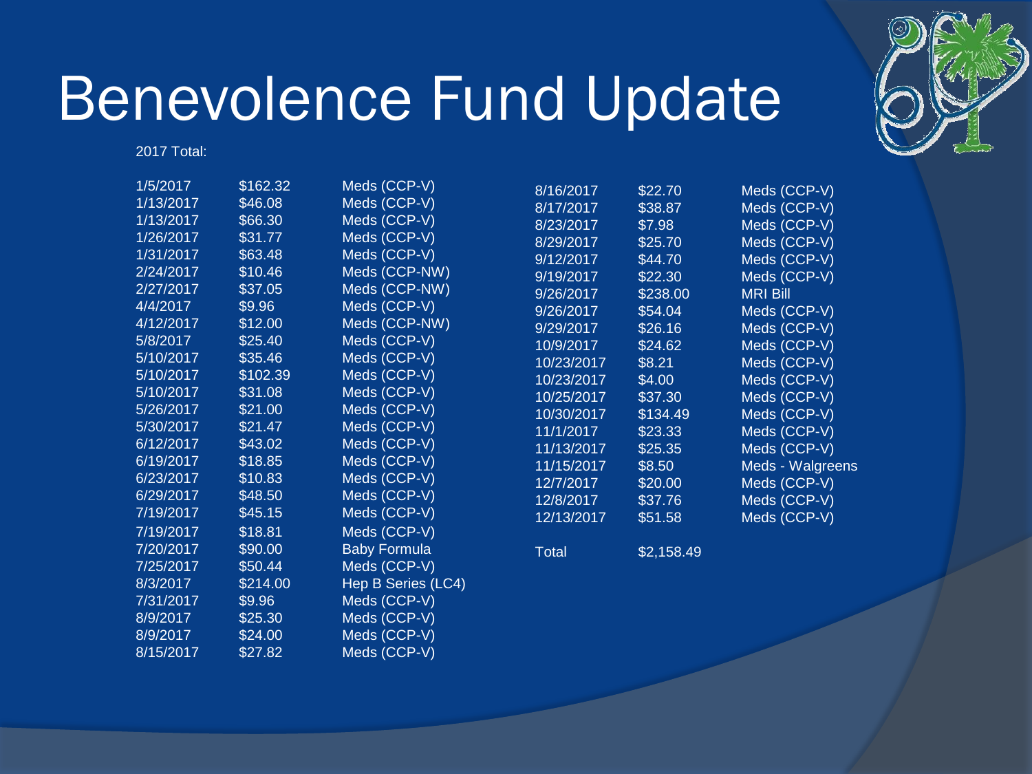# Benevolence Fund Update

2017 Total:

| Date | Amount | Description |
|---|---|---|
| 1/5/2017 | $162.32 | Meds (CCP-V) |
| 1/13/2017 | $46.08 | Meds (CCP-V) |
| 1/13/2017 | $66.30 | Meds (CCP-V) |
| 1/26/2017 | $31.77 | Meds (CCP-V) |
| 1/31/2017 | $63.48 | Meds (CCP-V) |
| 2/24/2017 | $10.46 | Meds (CCP-NW) |
| 2/27/2017 | $37.05 | Meds (CCP-NW) |
| 4/4/2017 | $9.96 | Meds (CCP-V) |
| 4/12/2017 | $12.00 | Meds (CCP-NW) |
| 5/8/2017 | $25.40 | Meds (CCP-V) |
| 5/10/2017 | $35.46 | Meds (CCP-V) |
| 5/10/2017 | $102.39 | Meds (CCP-V) |
| 5/10/2017 | $31.08 | Meds (CCP-V) |
| 5/26/2017 | $21.00 | Meds (CCP-V) |
| 5/30/2017 | $21.47 | Meds (CCP-V) |
| 6/12/2017 | $43.02 | Meds (CCP-V) |
| 6/19/2017 | $18.85 | Meds (CCP-V) |
| 6/23/2017 | $10.83 | Meds (CCP-V) |
| 6/29/2017 | $48.50 | Meds (CCP-V) |
| 7/19/2017 | $45.15 | Meds (CCP-V) |
| 7/19/2017 | $18.81 | Meds (CCP-V) |
| 7/20/2017 | $90.00 | Baby Formula |
| 7/25/2017 | $50.44 | Meds (CCP-V) |
| 8/3/2017 | $214.00 | Hep B Series (LC4) |
| 7/31/2017 | $9.96 | Meds (CCP-V) |
| 8/9/2017 | $25.30 | Meds (CCP-V) |
| 8/9/2017 | $24.00 | Meds (CCP-V) |
| 8/15/2017 | $27.82 | Meds (CCP-V) |
| 8/16/2017 | $22.70 | Meds (CCP-V) |
| 8/17/2017 | $38.87 | Meds (CCP-V) |
| 8/23/2017 | $7.98 | Meds (CCP-V) |
| 8/29/2017 | $25.70 | Meds (CCP-V) |
| 9/12/2017 | $44.70 | Meds (CCP-V) |
| 9/19/2017 | $22.30 | Meds (CCP-V) |
| 9/26/2017 | $238.00 | MRI Bill |
| 9/26/2017 | $54.04 | Meds (CCP-V) |
| 9/29/2017 | $26.16 | Meds (CCP-V) |
| 10/9/2017 | $24.62 | Meds (CCP-V) |
| 10/23/2017 | $8.21 | Meds (CCP-V) |
| 10/23/2017 | $4.00 | Meds (CCP-V) |
| 10/25/2017 | $37.30 | Meds (CCP-V) |
| 10/30/2017 | $134.49 | Meds (CCP-V) |
| 11/1/2017 | $23.33 | Meds (CCP-V) |
| 11/13/2017 | $25.35 | Meds (CCP-V) |
| 11/15/2017 | $8.50 | Meds - Walgreens |
| 12/7/2017 | $20.00 | Meds (CCP-V) |
| 12/8/2017 | $37.76 | Meds (CCP-V) |
| 12/13/2017 | $51.58 | Meds (CCP-V) |
| Total | $2,158.49 | |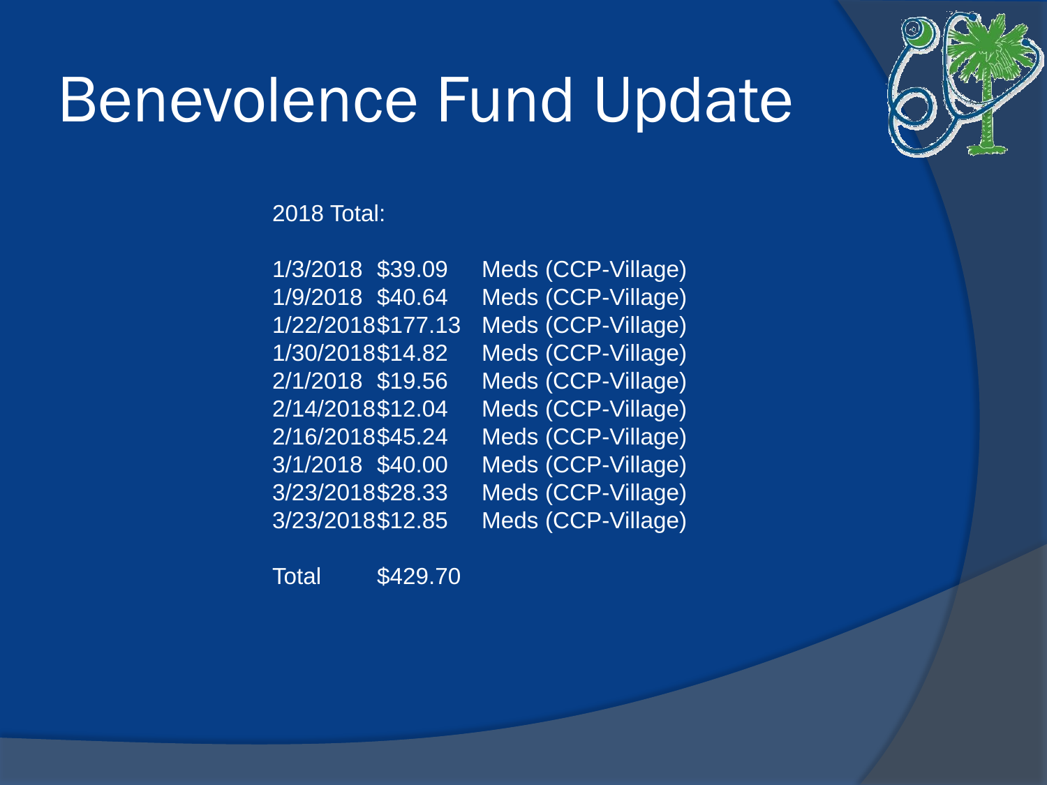# Benevolence Fund Update

2018 Total:

| Date | Amount | Description |
|---|---|---|
| 1/3/2018 | $39.09 | Meds (CCP-Village) |
| 1/9/2018 | $40.64 | Meds (CCP-Village) |
| 1/22/2018 | $177.13 | Meds (CCP-Village) |
| 1/30/2018 | $14.82 | Meds (CCP-Village) |
| 2/1/2018 | $19.56 | Meds (CCP-Village) |
| 2/14/2018 | $12.04 | Meds (CCP-Village) |
| 2/16/2018 | $45.24 | Meds (CCP-Village) |
| 3/1/2018 | $40.00 | Meds (CCP-Village) |
| 3/23/2018 | $28.33 | Meds (CCP-Village) |
| 3/23/2018 | $12.85 | Meds (CCP-Village) |

Total $429.70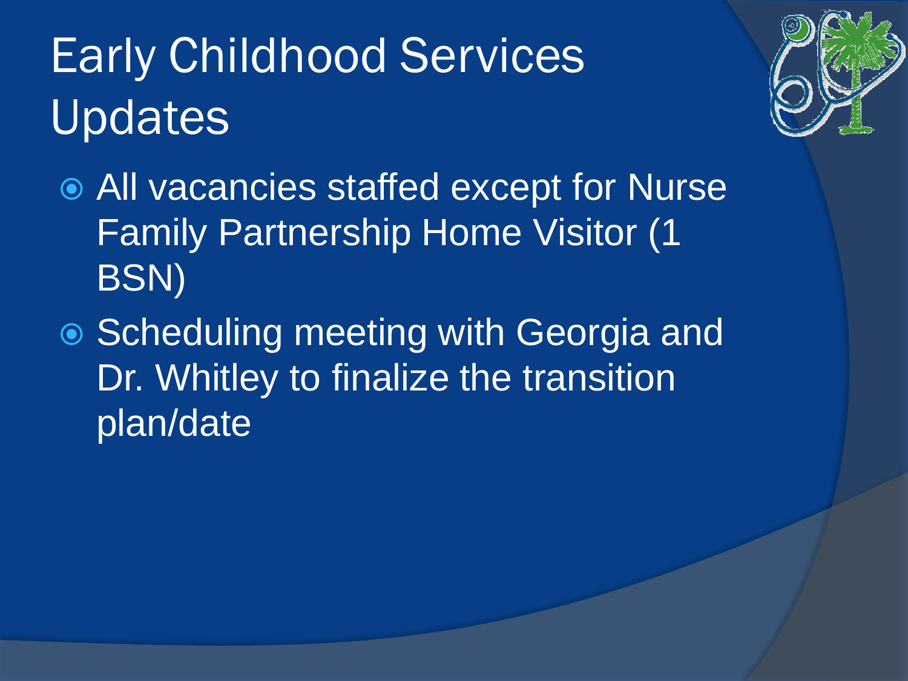# Early Childhood Services Updates

- All vacancies staffed except for Nurse Family Partnership Home Visitor (1 BSN)
- Scheduling meeting with Georgia and Dr. Whitley to finalize the transition plan/date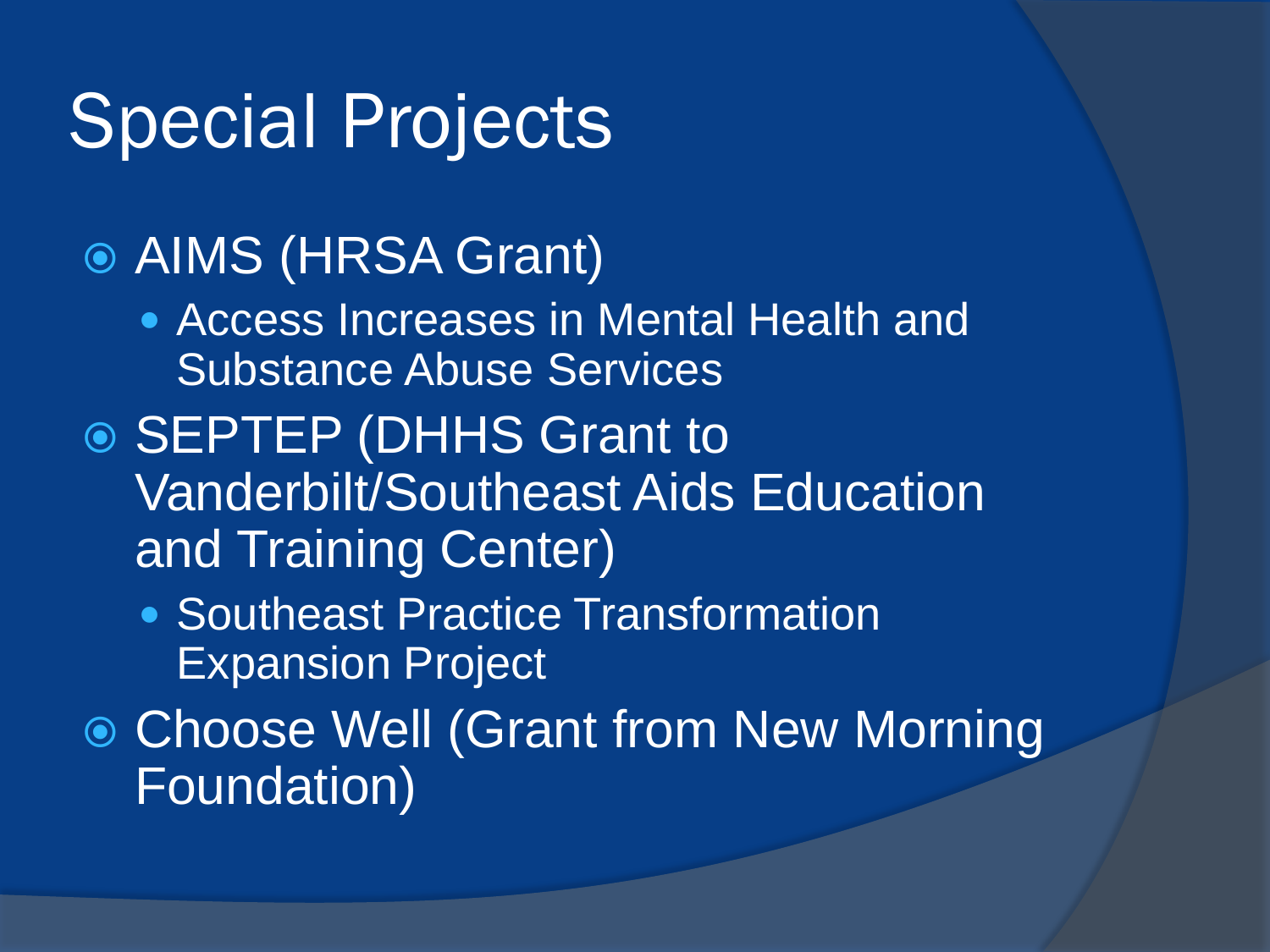# Special Projects

- AIMS (HRSA Grant)
  - Access Increases in Mental Health and Substance Abuse Services
- SEPTEP (DHHS Grant to Vanderbilt/Southeast Aids Education and Training Center)
  - Southeast Practice Transformation Expansion Project
- Choose Well (Grant from New Morning Foundation)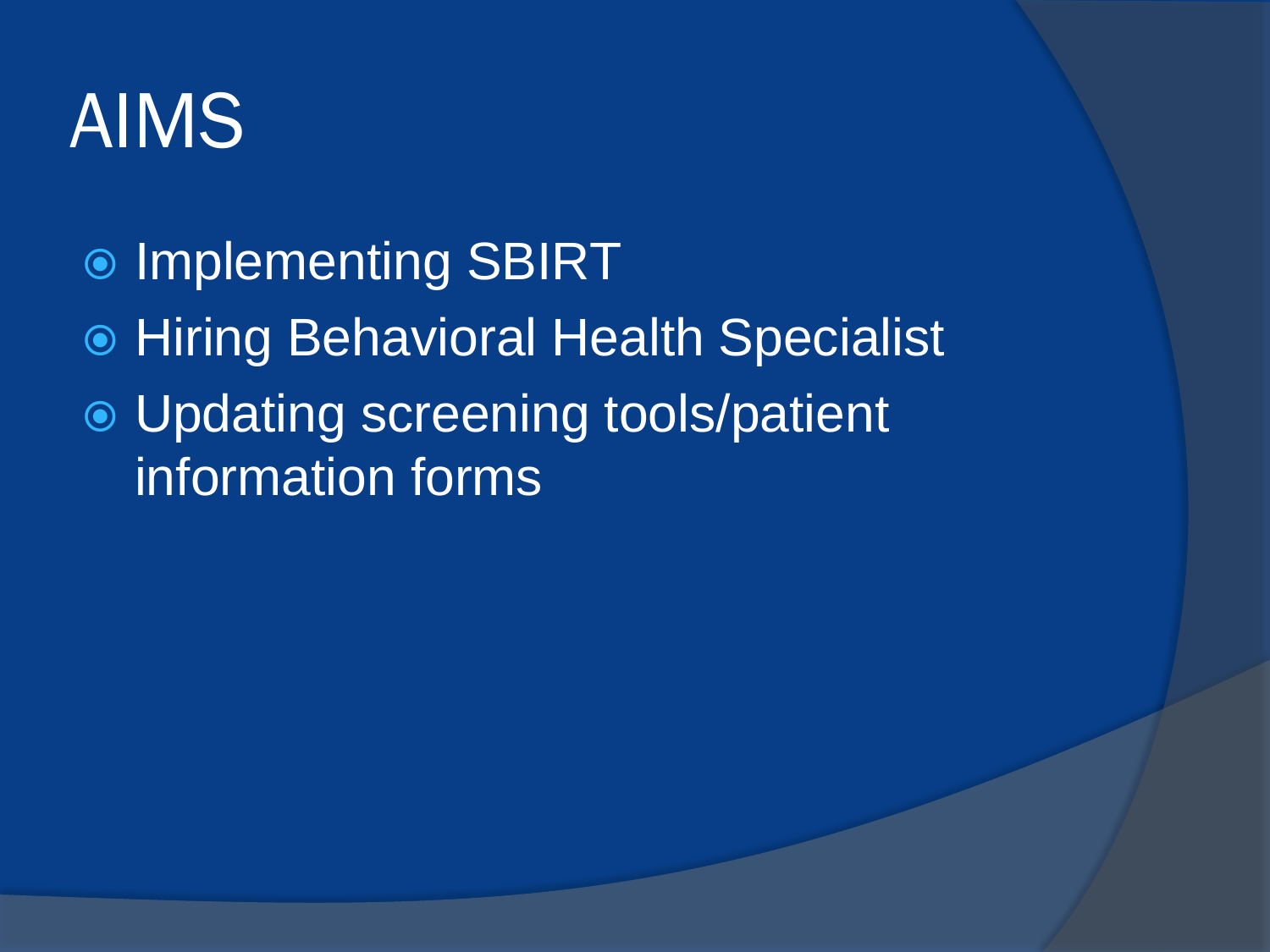# AIMS

- Implementing SBIRT
- Hiring Behavioral Health Specialist
- Updating screening tools/patient information forms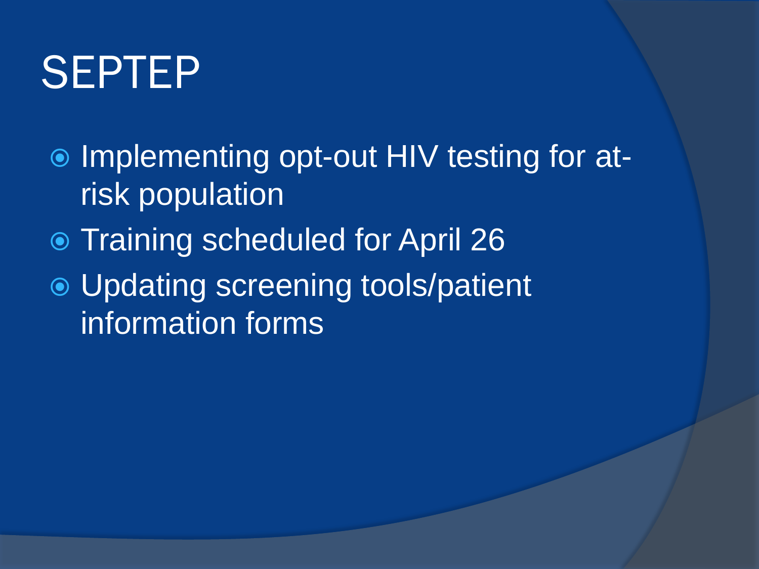# SEPTEP

- Implementing opt-out HIV testing for at-risk population
- Training scheduled for April 26
- Updating screening tools/patient information forms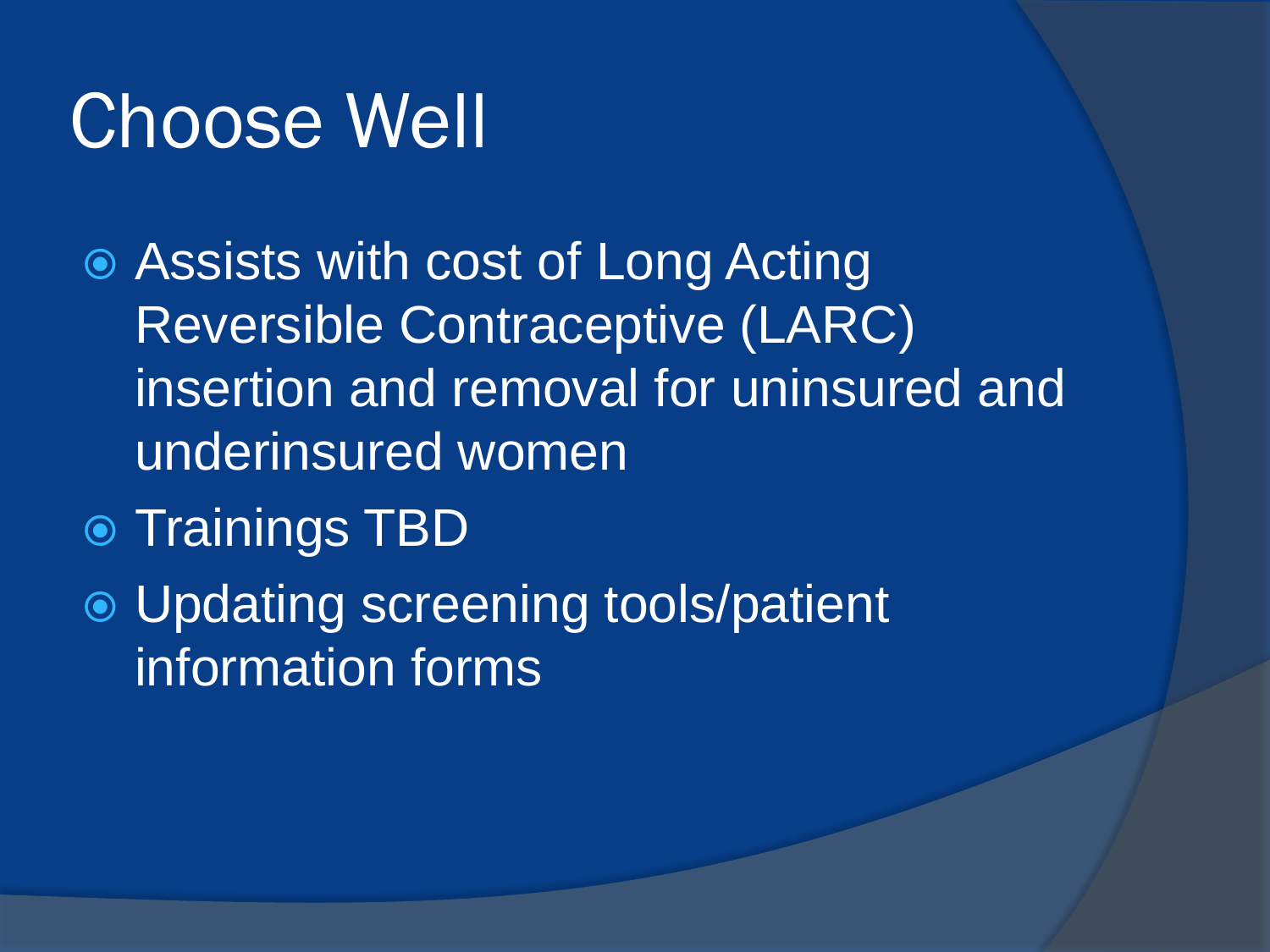# Choose Well

- Assists with cost of Long Acting Reversible Contraceptive (LARC) insertion and removal for uninsured and underinsured women
- Trainings TBD
- Updating screening tools/patient information forms